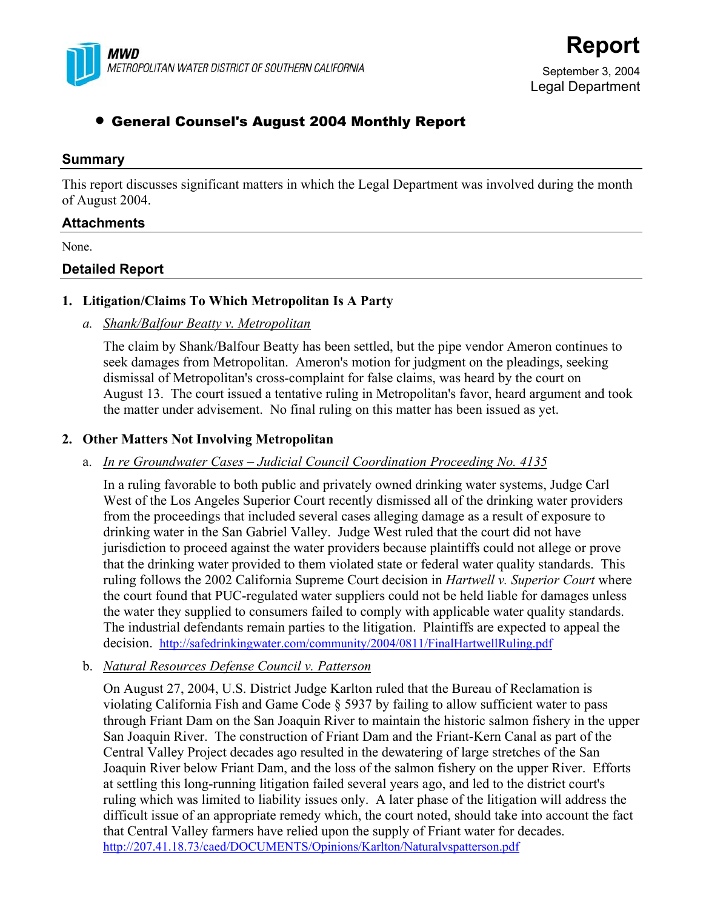**MWD**
METROPOLITAN WATER DISTRICT OF SOUTHERN CALIFORNIA

# Report

September 3, 2004
Legal Department

## • General Counsel's August 2004 Monthly Report

### Summary

This report discusses significant matters in which the Legal Department was involved during the month of August 2004.

### Attachments

None.

### Detailed Report

**1. Litigation/Claims To Which Metropolitan Is A Party**

a. *Shank/Balfour Beatty v. Metropolitan*

The claim by Shank/Balfour Beatty has been settled, but the pipe vendor Ameron continues to seek damages from Metropolitan. Ameron's motion for judgment on the pleadings, seeking dismissal of Metropolitan's cross-complaint for false claims, was heard by the court on August 13. The court issued a tentative ruling in Metropolitan's favor, heard argument and took the matter under advisement. No final ruling on this matter has been issued as yet.

**2. Other Matters Not Involving Metropolitan**

a. *In re Groundwater Cases – Judicial Council Coordination Proceeding No. 4135*

In a ruling favorable to both public and privately owned drinking water systems, Judge Carl West of the Los Angeles Superior Court recently dismissed all of the drinking water providers from the proceedings that included several cases alleging damage as a result of exposure to drinking water in the San Gabriel Valley. Judge West ruled that the court did not have jurisdiction to proceed against the water providers because plaintiffs could not allege or prove that the drinking water provided to them violated state or federal water quality standards. This ruling follows the 2002 California Supreme Court decision in *Hartwell v. Superior Court* where the court found that PUC-regulated water suppliers could not be held liable for damages unless the water they supplied to consumers failed to comply with applicable water quality standards. The industrial defendants remain parties to the litigation. Plaintiffs are expected to appeal the decision. http://safedrinkingwater.com/community/2004/0811/FinalHartwellRuling.pdf

b. *Natural Resources Defense Council v. Patterson*

On August 27, 2004, U.S. District Judge Karlton ruled that the Bureau of Reclamation is violating California Fish and Game Code § 5937 by failing to allow sufficient water to pass through Friant Dam on the San Joaquin River to maintain the historic salmon fishery in the upper San Joaquin River. The construction of Friant Dam and the Friant-Kern Canal as part of the Central Valley Project decades ago resulted in the dewatering of large stretches of the San Joaquin River below Friant Dam, and the loss of the salmon fishery on the upper River. Efforts at settling this long-running litigation failed several years ago, and led to the district court's ruling which was limited to liability issues only. A later phase of the litigation will address the difficult issue of an appropriate remedy which, the court noted, should take into account the fact that Central Valley farmers have relied upon the supply of Friant water for decades.
http://207.41.18.73/caed/DOCUMENTS/Opinions/Karlton/Naturalvspatterson.pdf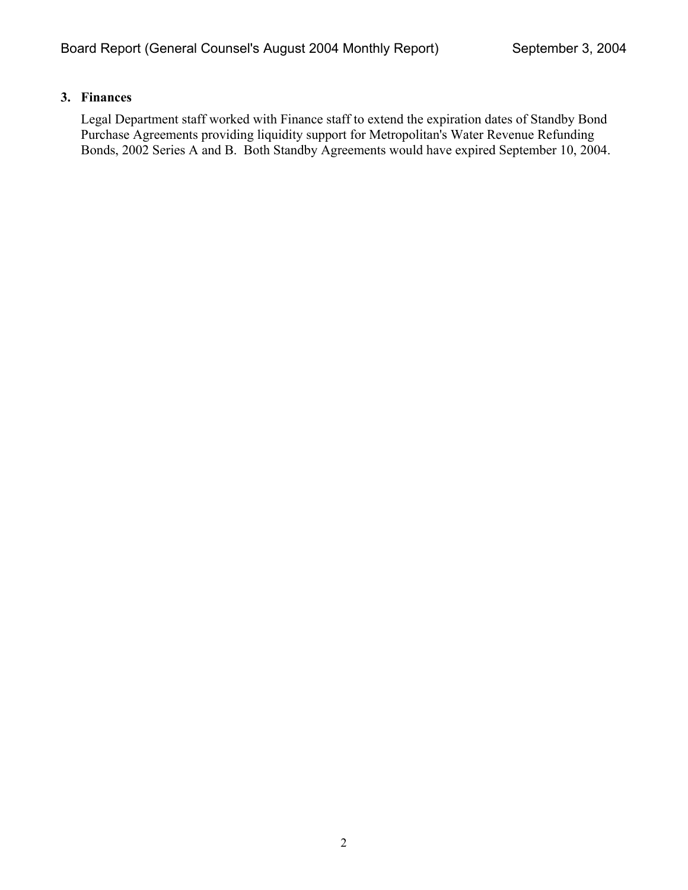**3. Finances**

Legal Department staff worked with Finance staff to extend the expiration dates of Standby Bond Purchase Agreements providing liquidity support for Metropolitan's Water Revenue Refunding Bonds, 2002 Series A and B. Both Standby Agreements would have expired September 10, 2004.